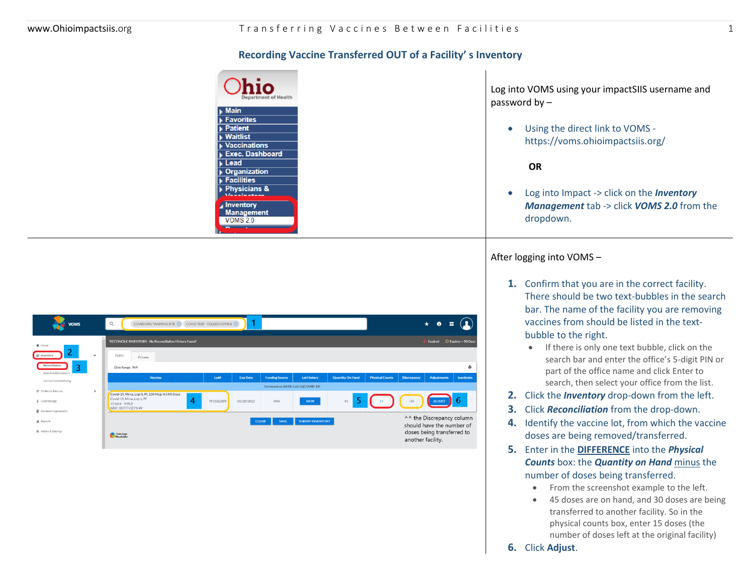## Recording Vaccine Transferred OUT of a Facility' s Inventory

Log into VOMS using your impactSIIS username and password by –

- Using the direct link to VOMS - https://voms.ohioimpactsiis.org/

  **OR**

- Log into Impact -> click on the ***Inventory Management*** tab -> click ***VOMS 2.0*** from the dropdown.

After logging into VOMS –

1. Confirm that you are in the correct facility. There should be two text-bubbles in the search bar. The name of the facility you are removing vaccines from should be listed in the text-bubble to the right.
   - If there is only one text bubble, click on the search bar and enter the office's 5-digit PIN or part of the office name and click Enter to search, then select your office from the list.
2. Click the ***Inventory*** drop-down from the left.
3. Click ***Reconciliation*** from the drop-down.
4. Identify the vaccine lot, from which the vaccine doses are being removed/transferred.
5. Enter in the **DIFFERENCE** into the ***Physical Counts*** box: the ***Quantity on Hand*** minus the number of doses being transferred.
   - From the screenshot example to the left.
   - 45 doses are on hand, and 30 doses are being transferred to another facility. So in the physical counts box, enter 15 doses (the number of doses left at the original facility)
6. Click **Adjust**.

^^ the Discrepancy column should have the number of doses being transferred to another facility.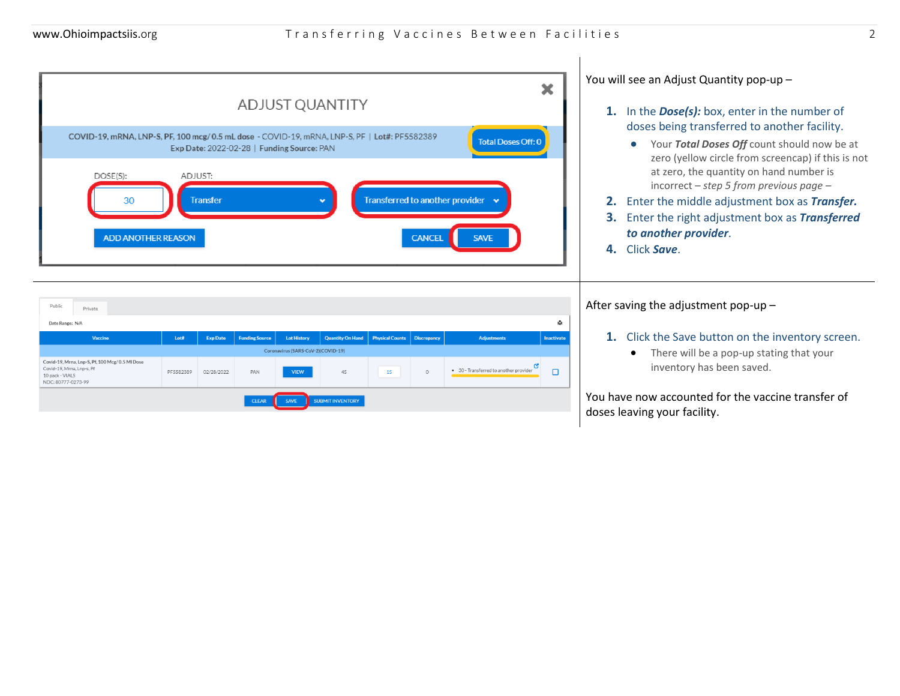You will see an Adjust Quantity pop-up –

1. In the ***Dose(s):*** box, enter in the number of doses being transferred to another facility.
   - Your ***Total Doses Off*** count should now be at zero (yellow circle from screencap) if this is not at zero, the quantity on hand number is incorrect – *step 5 from previous page* –
2. Enter the middle adjustment box as ***Transfer.***
3. Enter the right adjustment box as ***Transferred to another provider***.
4. Click ***Save***.

After saving the adjustment pop-up –

1. Click the Save button on the inventory screen.
   - There will be a pop-up stating that your inventory has been saved.

You have now accounted for the vaccine transfer of doses leaving your facility.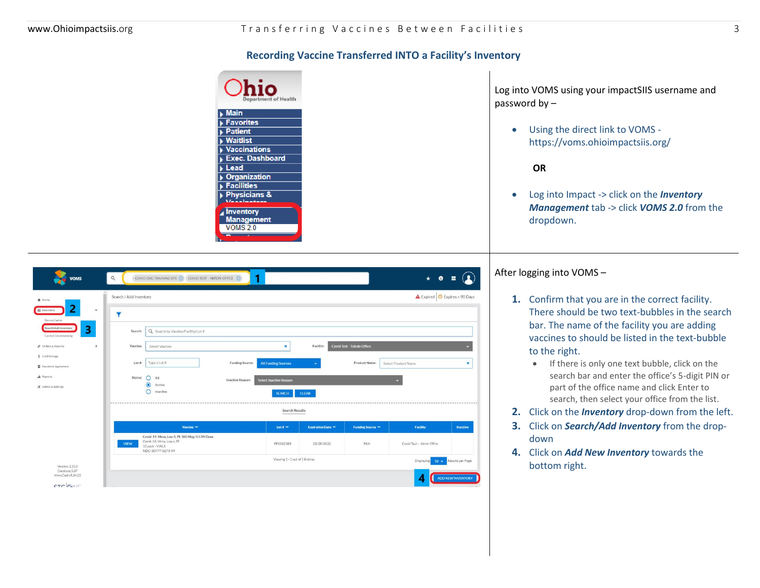## Recording Vaccine Transferred INTO a Facility's Inventory

Log into VOMS using your impactSIIS username and password by –

- Using the direct link to VOMS - https://voms.ohioimpactsiis.org/

**OR**

- Log into Impact -> click on the ***Inventory Management*** tab -> click ***VOMS 2.0*** from the dropdown.

After logging into VOMS –

1. Confirm that you are in the correct facility. There should be two text-bubbles in the search bar. The name of the facility you are adding vaccines to should be listed in the text-bubble to the right.
   - If there is only one text bubble, click on the search bar and enter the office's 5-digit PIN or part of the office name and click Enter to search, then select your office from the list.
2. Click on the ***Inventory*** drop-down from the left.
3. Click on ***Search/Add Inventory*** from the drop-down
4. Click on ***Add New Inventory*** towards the bottom right.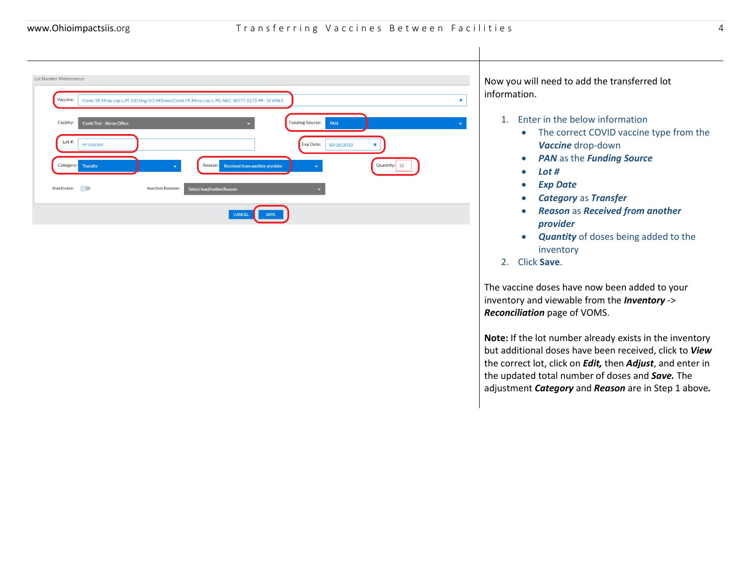Now you will need to add the transferred lot information.

1. Enter in the below information
   - The correct COVID vaccine type from the ***Vaccine*** drop-down
   - ***PAN*** as the ***Funding Source***
   - ***Lot #***
   - ***Exp Date***
   - ***Category*** as ***Transfer***
   - ***Reason*** as ***Received from another provider***
   - ***Quantity*** of doses being added to the inventory
2. Click **Save**.

The vaccine doses have now been added to your inventory and viewable from the ***Inventory*** -> ***Reconciliation*** page of VOMS.

**Note:** If the lot number already exists in the inventory but additional doses have been received, click to ***View*** the correct lot, click on ***Edit,*** then ***Adjust***, and enter in the updated total number of doses and ***Save.*** The adjustment ***Category*** and ***Reason*** are in Step 1 above***.***